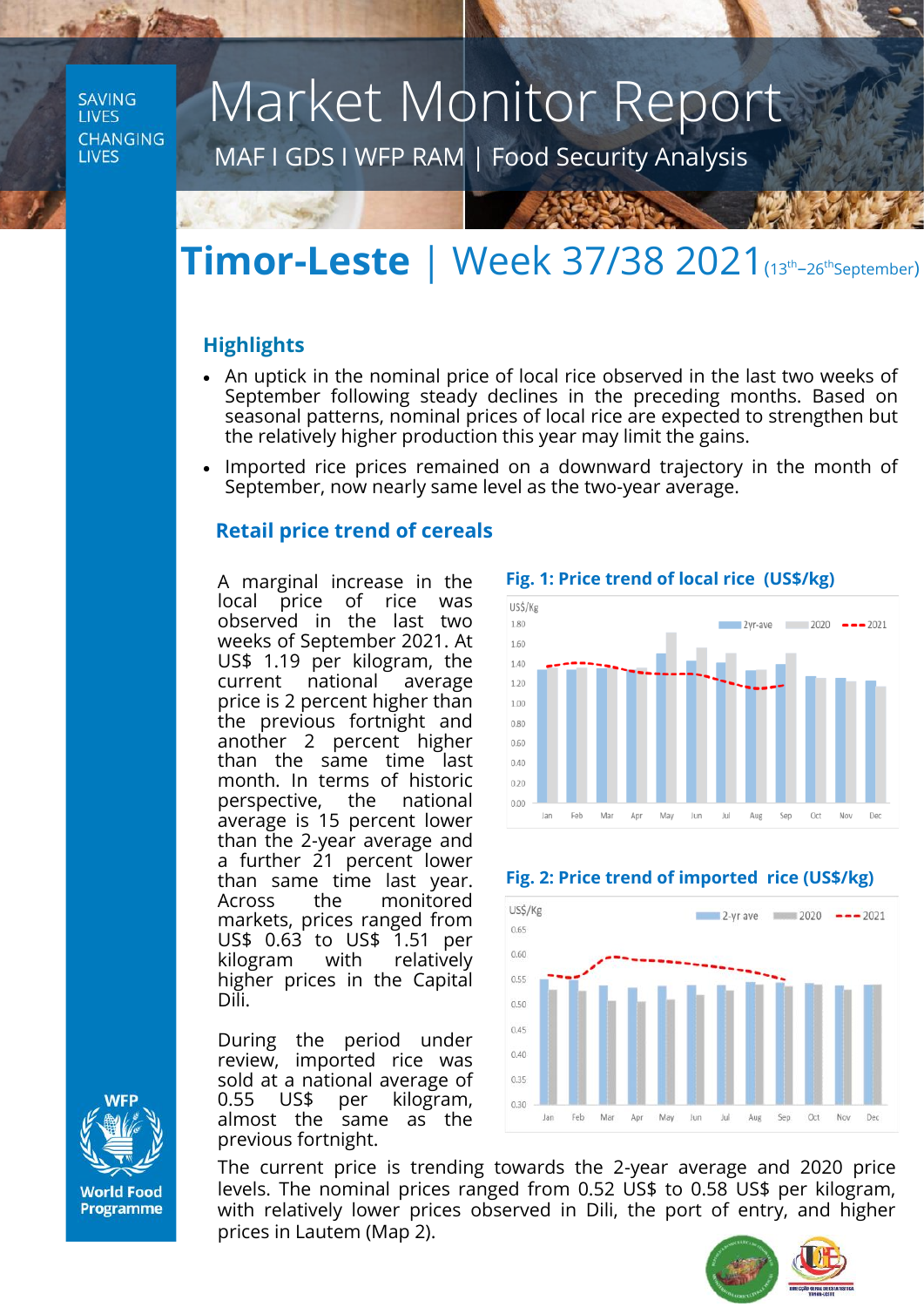# Market Monitor Report

MAF I GDS I WFP RAM | Food Security Analysis

SAVING LIVES CHANGING LIVES

## Timor-Leste | Week 37/38 2021 (13th–26th September)

### Highlights

- An uptick in the nominal price of local rice observed in the last two weeks of September following steady declines in the preceding months. Based on seasonal patterns, nominal prices of local rice are expected to strengthen but the relatively higher production this year may limit the gains.
- Imported rice prices remained on a downward trajectory in the month of September, now nearly same level as the two-year average.

### Retail price trend of cereals

A marginal increase in the local price of rice was observed in the last two weeks of September 2021. At US$ 1.19 per kilogram, the current national average price is 2 percent higher than the previous fortnight and another 2 percent higher than the same time last month. In terms of historic perspective, the national average is 15 percent lower than the 2-year average and a further 21 percent lower than same time last year. Across the monitored markets, prices ranged from US$ 0.63 to US$ 1.51 per kilogram with relatively higher prices in the Capital Dili.

During the period under review, imported rice was sold at a national average of 0.55 US$ per kilogram, almost the same as the previous fortnight.

**Fig. 1: Price trend of local rice (US$/kg)**

**Fig. 2: Price trend of imported rice (US$/kg)**

The current price is trending towards the 2-year average and 2020 price levels. The nominal prices ranged from 0.52 US$ to 0.58 US$ per kilogram, with relatively lower prices observed in Dili, the port of entry, and higher prices in Lautem (Map 2).

WFP World Food Programme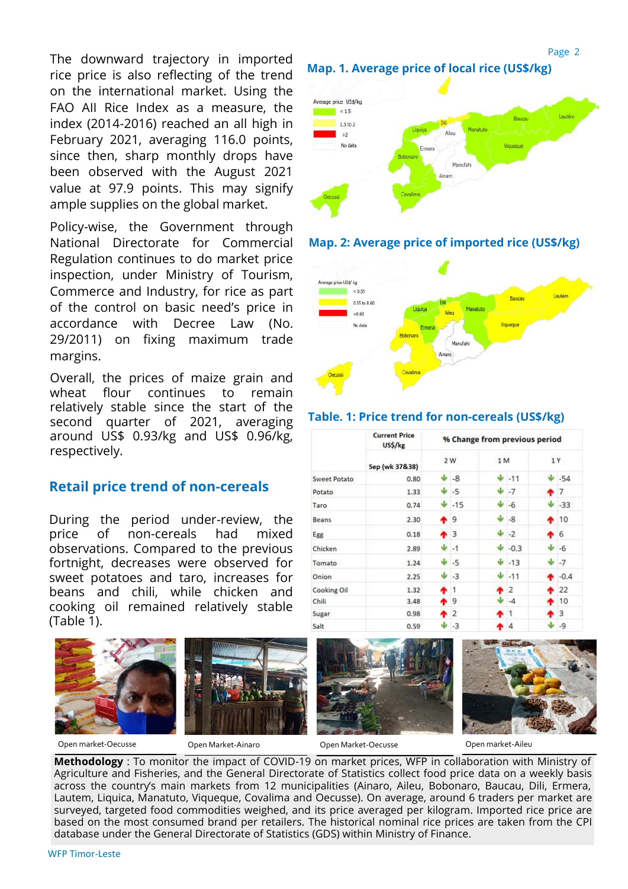The downward trajectory in imported rice price is also reflecting of the trend on the international market. Using the FAO All Rice Index as a measure, the index (2014-2016) reached an all high in February 2021, averaging 116.0 points, since then, sharp monthly drops have been observed with the August 2021 value at 97.9 points. This may signify ample supplies on the global market.

Policy-wise, the Government through National Directorate for Commercial Regulation continues to do market price inspection, under Ministry of Tourism, Commerce and Industry, for rice as part of the control on basic need's price in accordance with Decree Law (No. 29/2011) on fixing maximum trade margins.

Overall, the prices of maize grain and wheat flour continues to remain relatively stable since the start of the second quarter of 2021, averaging around US$ 0.93/kg and US$ 0.96/kg, respectively.

## Retail price trend of non-cereals

During the period under-review, the price of non-cereals had mixed observations. Compared to the previous fortnight, decreases were observed for sweet potatoes and taro, increases for beans and chili, while chicken and cooking oil remained relatively stable (Table 1).

### Map. 1. Average price of local rice (US$/kg)

Average price US$/kg
< 1.5
1.5 to 2
>2
No data

Oecussi, Liquiça, Dili, Aileu, Manatuto, Baucau, Lautém, Ermera, Bobonaro, Manufahi, Viqueque, Ainaro, Covalima

### Map. 2: Average price of imported rice (US$/kg)

Average price US$/ kg
< 0.55
0.55 to 0.60
>0.60
No data

Oecussi, Liquiça, Dili, Aileu, Manatuto, Baucau, Lautém, Ermera, Bobonaro, Manufahi, Viqueque, Ainaro, Covalima

### Table. 1: Price trend for non-cereals (US$/kg)

| | Current Price US$/kg | % Change from previous period | | |
|---|---|---|---|---|
| | Sep (wk 37&38) | 2 W | 1 M | 1 Y |
| Sweet Potato | 0.80 | -8 | -11 | -54 |
| Potato | 1.33 | -5 | -7 | 7 |
| Taro | 0.74 | -15 | -6 | -33 |
| Beans | 2.30 | 9 | -8 | 10 |
| Egg | 0.18 | 3 | -2 | 6 |
| Chicken | 2.89 | -1 | -0.3 | -6 |
| Tomato | 1.24 | -5 | -13 | -7 |
| Onion | 2.25 | -3 | -11 | -0.4 |
| Cooking Oil | 1.32 | 1 | 2 | 22 |
| Chili | 3.48 | 9 | -4 | 10 |
| Sugar | 0.98 | 2 | 1 | 3 |
| Salt | 0.59 | -3 | 4 | -9 |

Open market-Oecusse

Open Market-Ainaro

Open Market-Oecusse

Open market-Aileu

**Methodology** : To monitor the impact of COVID-19 on market prices, WFP in collaboration with Ministry of Agriculture and Fisheries, and the General Directorate of Statistics collect food price data on a weekly basis across the country's main markets from 12 municipalities (Ainaro, Aileu, Bobonaro, Baucau, Dili, Ermera, Lautem, Liquica, Manatuto, Viqueque, Covalima and Oecusse). On average, around 6 traders per market are surveyed, targeted food commodities weighed, and its price averaged per kilogram. Imported rice price are based on the most consumed brand per retailers. The historical nominal rice prices are taken from the CPI database under the General Directorate of Statistics (GDS) within Ministry of Finance.

WFP Timor-Leste